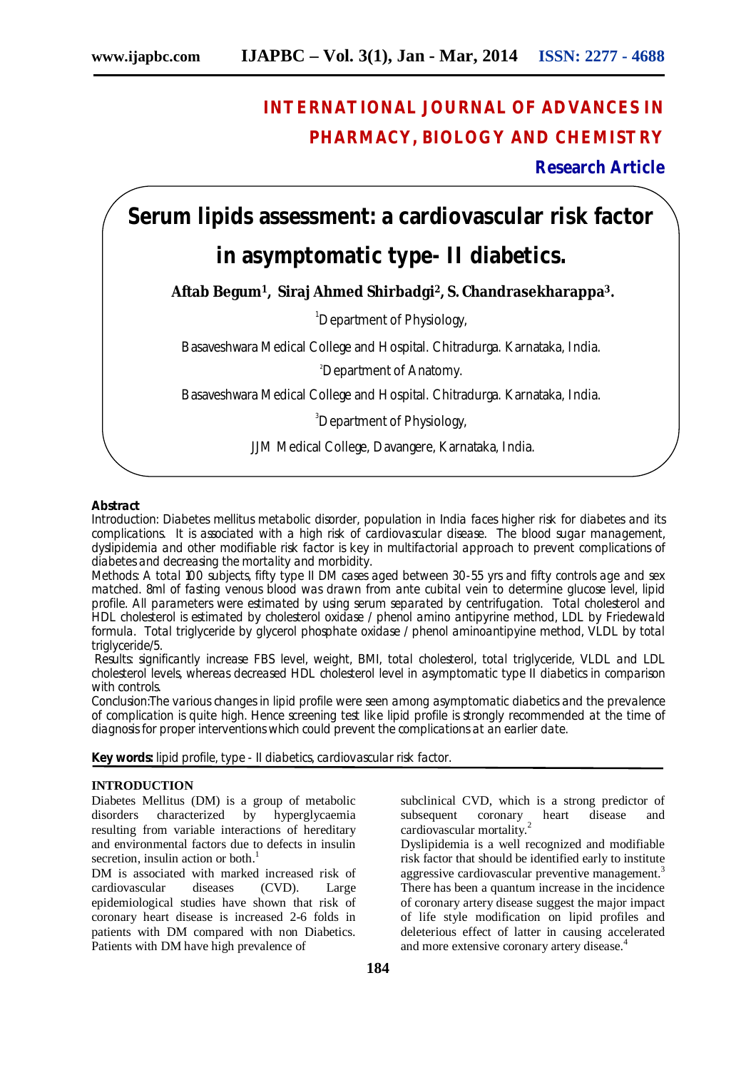# INTERNATIONAL JOURNAL OF ADVANCES IN PHARMACY, BIOLOGY AND CHEMISTRY

**Research Article**

# Serum lipids assessment: a cardiovascular risk factor in asymptomatic type- II diabetics.

**Aftab Begum[1], Siraj Ahmed Shirbadgi[2], S. Chandrasekharappa[3].**

[1]Department of Physiology,

Basaveshwara Medical College and Hospital. Chitradurga. Karnataka, India.

[2]Department of Anatomy.

Basaveshwara Medical College and Hospital. Chitradurga. Karnataka, India.

[3]Department of Physiology,

JJM Medical College, Davangere, Karnataka, India.

**Abstract**

Introduction: Diabetes mellitus metabolic disorder, population in India faces higher risk for diabetes and its complications. It is associated with a high risk of cardiovascular disease. The blood sugar management, dyslipidemia and other modifiable risk factor is key in multifactorial approach to prevent complications of diabetes and decreasing the mortality and morbidity.

Methods: A total 100 subjects, fifty type II DM cases aged between 30-55 yrs and fifty controls age and sex matched. 8ml of fasting venous blood was drawn from ante cubital vein to determine glucose level, lipid profile. All parameters were estimated by using serum separated by centrifugation. Total cholesterol and HDL cholesterol is estimated by cholesterol oxidase / phenol amino antipyrine method, LDL by Friedewald formula. Total triglyceride by glycerol phosphate oxidase / phenol aminoantipyine method, VLDL by total triglyceride/5.

Results: significantly increase FBS level, weight, BMI, total cholesterol, total triglyceride, VLDL and LDL cholesterol levels, whereas decreased HDL cholesterol level in asymptomatic type II diabetics in comparison with controls.

Conclusion:The various changes in lipid profile were seen among asymptomatic diabetics and the prevalence of complication is quite high. Hence screening test like lipid profile is strongly recommended at the time of diagnosis for proper interventions which could prevent the complications at an earlier date.

**Key words:** lipid profile, type - II diabetics, cardiovascular risk factor.

## INTRODUCTION

Diabetes Mellitus (DM) is a group of metabolic disorders characterized by hyperglycaemia resulting from variable interactions of hereditary and environmental factors due to defects in insulin secretion, insulin action or both.[1]

DM is associated with marked increased risk of cardiovascular diseases (CVD). Large epidemiological studies have shown that risk of coronary heart disease is increased 2-6 folds in patients with DM compared with non Diabetics. Patients with DM have high prevalence of subclinical CVD, which is a strong predictor of subsequent coronary heart disease and cardiovascular mortality.[2]

Dyslipidemia is a well recognized and modifiable risk factor that should be identified early to institute aggressive cardiovascular preventive management.[3] There has been a quantum increase in the incidence of coronary artery disease suggest the major impact of life style modification on lipid profiles and deleterious effect of latter in causing accelerated and more extensive coronary artery disease.[4]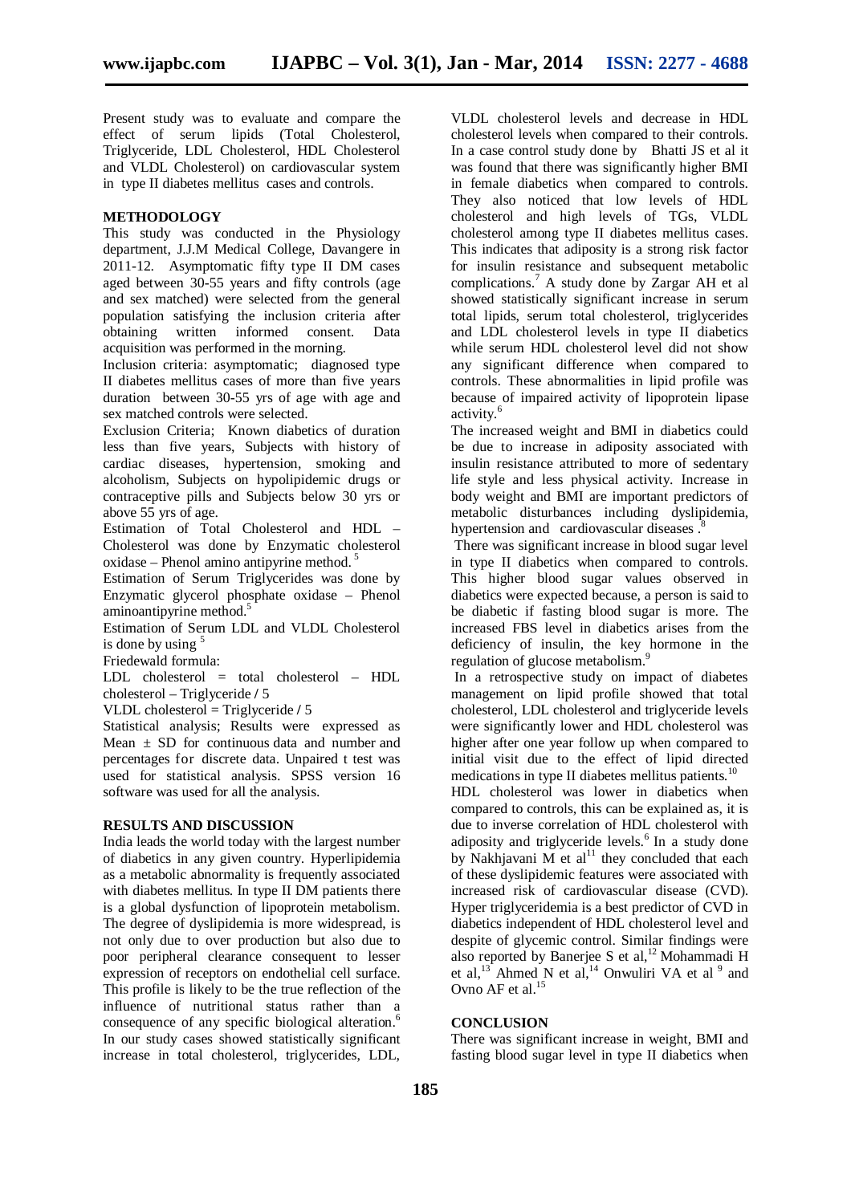Present study was to evaluate and compare the effect of serum lipids (Total Cholesterol, Triglyceride, LDL Cholesterol, HDL Cholesterol and VLDL Cholesterol) on cardiovascular system in type II diabetes mellitus cases and controls.

## METHODOLOGY

This study was conducted in the Physiology department, J.J.M Medical College, Davangere in 2011-12. Asymptomatic fifty type II DM cases aged between 30-55 years and fifty controls (age and sex matched) were selected from the general population satisfying the inclusion criteria after obtaining written informed consent. Data acquisition was performed in the morning.

Inclusion criteria: asymptomatic; diagnosed type II diabetes mellitus cases of more than five years duration between 30-55 yrs of age with age and sex matched controls were selected.

Exclusion Criteria; Known diabetics of duration less than five years, Subjects with history of cardiac diseases, hypertension, smoking and alcoholism, Subjects on hypolipidemic drugs or contraceptive pills and Subjects below 30 yrs or above 55 yrs of age.

Estimation of Total Cholesterol and HDL – Cholesterol was done by Enzymatic cholesterol oxidase – Phenol amino antipyrine method.[5]

Estimation of Serum Triglycerides was done by Enzymatic glycerol phosphate oxidase – Phenol aminoantipyrine method.[5]

Estimation of Serum LDL and VLDL Cholesterol is done by using [5]

Friedewald formula:

LDL cholesterol = total cholesterol – HDL cholesterol – Triglyceride / 5

VLDL cholesterol = Triglyceride / 5

Statistical analysis; Results were expressed as Mean ± SD for continuous data and number and percentages for discrete data. Unpaired t test was used for statistical analysis. SPSS version 16 software was used for all the analysis.

## RESULTS AND DISCUSSION

India leads the world today with the largest number of diabetics in any given country. Hyperlipidemia as a metabolic abnormality is frequently associated with diabetes mellitus. In type II DM patients there is a global dysfunction of lipoprotein metabolism. The degree of dyslipidemia is more widespread, is not only due to over production but also due to poor peripheral clearance consequent to lesser expression of receptors on endothelial cell surface. This profile is likely to be the true reflection of the influence of nutritional status rather than a consequence of any specific biological alteration.[6]

In our study cases showed statistically significant increase in total cholesterol, triglycerides, LDL, VLDL cholesterol levels and decrease in HDL cholesterol levels when compared to their controls. In a case control study done by Bhatti JS et al it was found that there was significantly higher BMI in female diabetics when compared to controls. They also noticed that low levels of HDL cholesterol and high levels of TGs, VLDL cholesterol among type II diabetes mellitus cases. This indicates that adiposity is a strong risk factor for insulin resistance and subsequent metabolic complications.[7] A study done by Zargar AH et al showed statistically significant increase in serum total lipids, serum total cholesterol, triglycerides and LDL cholesterol levels in type II diabetics while serum HDL cholesterol level did not show any significant difference when compared to controls. These abnormalities in lipid profile was because of impaired activity of lipoprotein lipase activity.[6]

The increased weight and BMI in diabetics could be due to increase in adiposity associated with insulin resistance attributed to more of sedentary life style and less physical activity. Increase in body weight and BMI are important predictors of metabolic disturbances including dyslipidemia, hypertension and cardiovascular diseases .[8]

There was significant increase in blood sugar level in type II diabetics when compared to controls. This higher blood sugar values observed in diabetics were expected because, a person is said to be diabetic if fasting blood sugar is more. The increased FBS level in diabetics arises from the deficiency of insulin, the key hormone in the regulation of glucose metabolism.[9]

In a retrospective study on impact of diabetes management on lipid profile showed that total cholesterol, LDL cholesterol and triglyceride levels were significantly lower and HDL cholesterol was higher after one year follow up when compared to initial visit due to the effect of lipid directed medications in type II diabetes mellitus patients.[10]

HDL cholesterol was lower in diabetics when compared to controls, this can be explained as, it is due to inverse correlation of HDL cholesterol with adiposity and triglyceride levels.[6] In a study done by Nakhjavani M et al[11] they concluded that each of these dyslipidemic features were associated with increased risk of cardiovascular disease (CVD). Hyper triglyceridemia is a best predictor of CVD in diabetics independent of HDL cholesterol level and despite of glycemic control. Similar findings were also reported by Banerjee S et al,[12] Mohammadi H et al,[13] Ahmed N et al,[14] Onwuliri VA et al [9] and Ovno AF et al.[15]

## CONCLUSION

There was significant increase in weight, BMI and fasting blood sugar level in type II diabetics when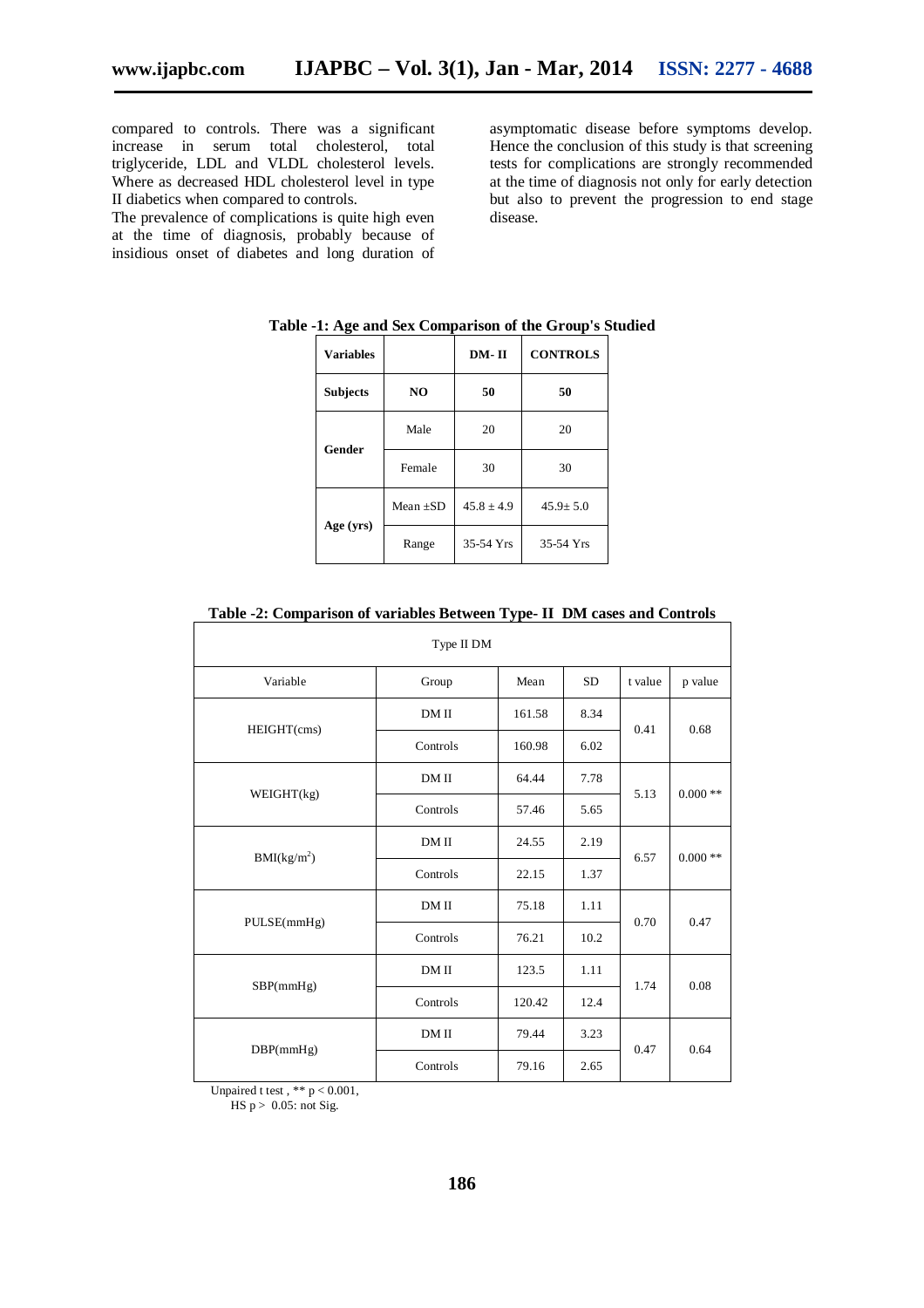compared to controls. There was a significant increase in serum total cholesterol, total triglyceride, LDL and VLDL cholesterol levels. Where as decreased HDL cholesterol level in type II diabetics when compared to controls.

The prevalence of complications is quite high even at the time of diagnosis, probably because of insidious onset of diabetes and long duration of asymptomatic disease before symptoms develop. Hence the conclusion of this study is that screening tests for complications are strongly recommended at the time of diagnosis not only for early detection but also to prevent the progression to end stage disease.

**Table -1: Age and Sex Comparison of the Group's Studied**

| Variables | | DM- II | CONTROLS |
|---|---|---|---|
| Subjects | NO | 50 | 50 |
| Gender | Male | 20 | 20 |
| | Female | 30 | 30 |
| Age (yrs) | Mean ±SD | 45.8 ± 4.9 | 45.9± 5.0 |
| | Range | 35-54 Yrs | 35-54 Yrs |

**Table -2: Comparison of variables Between Type- II DM cases and Controls**

| Type II DM | | | | | |
|---|---|---|---|---|---|
| Variable | Group | Mean | SD | t value | p value |
| HEIGHT(cms) | DM II | 161.58 | 8.34 | 0.41 | 0.68 |
| | Controls | 160.98 | 6.02 | | |
| WEIGHT(kg) | DM II | 64.44 | 7.78 | 5.13 | 0.000 ** |
| | Controls | 57.46 | 5.65 | | |
| BMI($kg/m^2$) | DM II | 24.55 | 2.19 | 6.57 | 0.000 ** |
| | Controls | 22.15 | 1.37 | | |
| PULSE(mmHg) | DM II | 75.18 | 1.11 | 0.70 | 0.47 |
| | Controls | 76.21 | 10.2 | | |
| SBP(mmHg) | DM II | 123.5 | 1.11 | 1.74 | 0.08 |
| | Controls | 120.42 | 12.4 | | |
| DBP(mmHg) | DM II | 79.44 | 3.23 | 0.47 | 0.64 |
| | Controls | 79.16 | 2.65 | | |

Unpaired t test , ** $p < 0.001$,
HS $p > 0.05$: not Sig.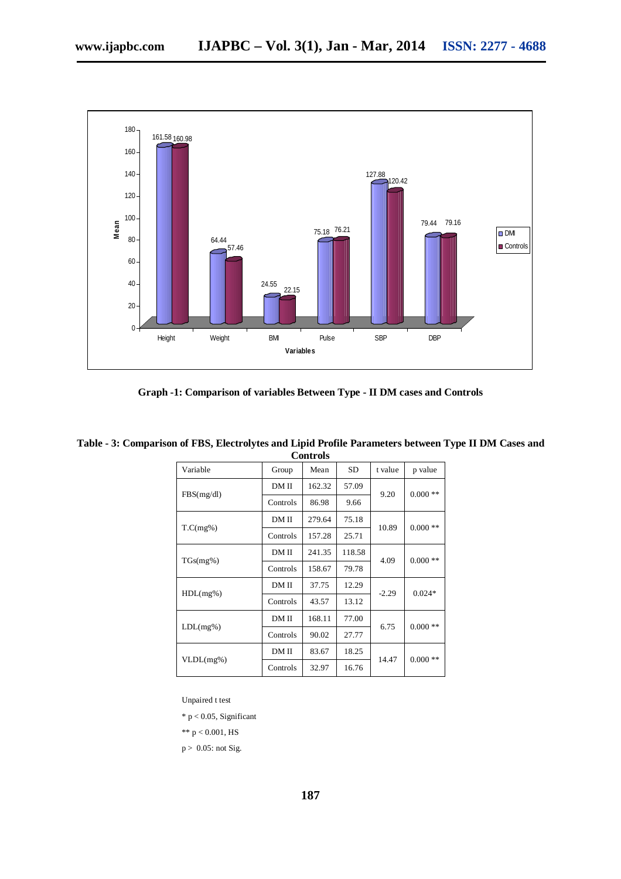**Graph -1: Comparison of variables Between Type - II DM cases and Controls**

**Table - 3: Comparison of FBS, Electrolytes and Lipid Profile Parameters between Type II DM Cases and Controls**

| Variable | Group | Mean | SD | t value | p value |
|---|---|---|---|---|---|
| FBS(mg/dl) | DM II | 162.32 | 57.09 | 9.20 | 0.000 ** |
| | Controls | 86.98 | 9.66 | | |
| T.C(mg%) | DM II | 279.64 | 75.18 | 10.89 | 0.000 ** |
| | Controls | 157.28 | 25.71 | | |
| TGs(mg%) | DM II | 241.35 | 118.58 | 4.09 | 0.000 ** |
| | Controls | 158.67 | 79.78 | | |
| HDL(mg%) | DM II | 37.75 | 12.29 | -2.29 | 0.024* |
| | Controls | 43.57 | 13.12 | | |
| LDL(mg%) | DM II | 168.11 | 77.00 | 6.75 | 0.000 ** |
| | Controls | 90.02 | 27.77 | | |
| VLDL(mg%) | DM II | 83.67 | 18.25 | 14.47 | 0.000 ** |
| | Controls | 32.97 | 16.76 | | |

Unpaired t test

* $p < 0.05$, Significant

** $p < 0.001$, HS

$p > 0.05$: not Sig.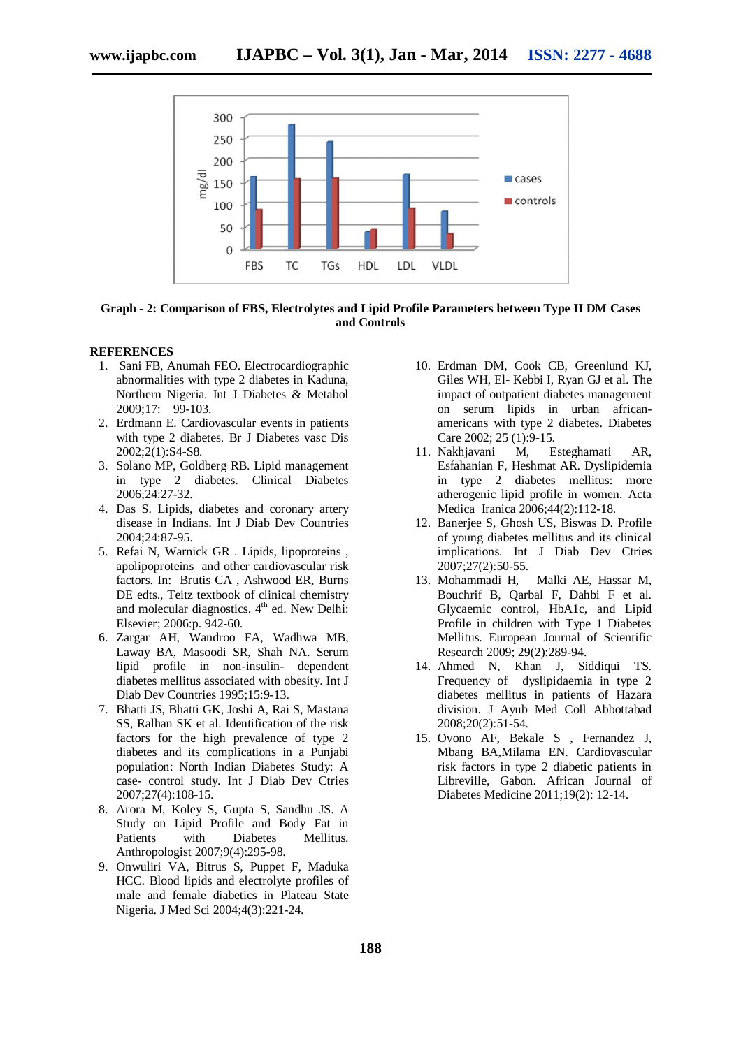300
250
200
150
100
50
0
mg/dl
FBS TC TGs HDL LDL VLDL
cases
controls

**Graph - 2: Comparison of FBS, Electrolytes and Lipid Profile Parameters between Type II DM Cases and Controls**

## REFERENCES

1. Sani FB, Anumah FEO. Electrocardiographic abnormalities with type 2 diabetes in Kaduna, Northern Nigeria. Int J Diabetes & Metabol 2009;17: 99-103.
2. Erdmann E. Cardiovascular events in patients with type 2 diabetes. Br J Diabetes vasc Dis 2002;2(1):S4-S8.
3. Solano MP, Goldberg RB. Lipid management in type 2 diabetes. Clinical Diabetes 2006;24:27-32.
4. Das S. Lipids, diabetes and coronary artery disease in Indians. Int J Diab Dev Countries 2004;24:87-95.
5. Refai N, Warnick GR . Lipids, lipoproteins , apolipoproteins and other cardiovascular risk factors. In: Brutis CA , Ashwood ER, Burns DE edts., Teitz textbook of clinical chemistry and molecular diagnostics. 4th ed. New Delhi: Elsevier; 2006:p. 942-60.
6. Zargar AH, Wandroo FA, Wadhwa MB, Laway BA, Masoodi SR, Shah NA. Serum lipid profile in non-insulin- dependent diabetes mellitus associated with obesity. Int J Diab Dev Countries 1995;15:9-13.
7. Bhatti JS, Bhatti GK, Joshi A, Rai S, Mastana SS, Ralhan SK et al. Identification of the risk factors for the high prevalence of type 2 diabetes and its complications in a Punjabi population: North Indian Diabetes Study: A case- control study. Int J Diab Dev Ctries 2007;27(4):108-15.
8. Arora M, Koley S, Gupta S, Sandhu JS. A Study on Lipid Profile and Body Fat in Patients with Diabetes Mellitus. Anthropologist 2007;9(4):295-98.
9. Onwuliri VA, Bitrus S, Puppet F, Maduka HCC. Blood lipids and electrolyte profiles of male and female diabetics in Plateau State Nigeria. J Med Sci 2004;4(3):221-24.
10. Erdman DM, Cook CB, Greenlund KJ, Giles WH, El- Kebbi I, Ryan GJ et al. The impact of outpatient diabetes management on serum lipids in urban african-americans with type 2 diabetes. Diabetes Care 2002; 25 (1):9-15.
11. Nakhjavani M, Esteghamati AR, Esfahanian F, Heshmat AR. Dyslipidemia in type 2 diabetes mellitus: more atherogenic lipid profile in women. Acta Medica Iranica 2006;44(2):112-18.
12. Banerjee S, Ghosh US, Biswas D. Profile of young diabetes mellitus and its clinical implications. Int J Diab Dev Ctries 2007;27(2):50-55.
13. Mohammadi H, Malki AE, Hassar M, Bouchrif B, Qarbal F, Dahbi F et al. Glycaemic control, HbA1c, and Lipid Profile in children with Type 1 Diabetes Mellitus. European Journal of Scientific Research 2009; 29(2):289-94.
14. Ahmed N, Khan J, Siddiqui TS. Frequency of dyslipidaemia in type 2 diabetes mellitus in patients of Hazara division. J Ayub Med Coll Abbottabad 2008;20(2):51-54.
15. Ovono AF, Bekale S , Fernandez J, Mbang BA,Milama EN. Cardiovascular risk factors in type 2 diabetic patients in Libreville, Gabon. African Journal of Diabetes Medicine 2011;19(2): 12-14.